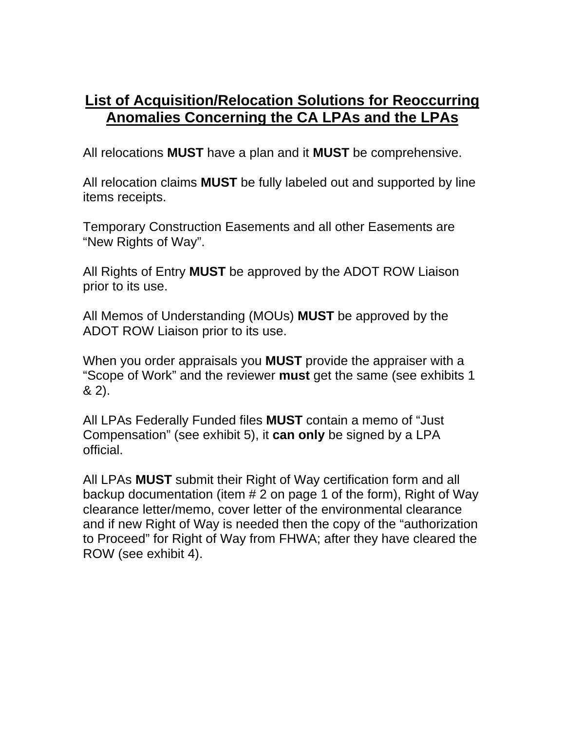# List of Acquisition/Relocation Solutions for Reoccurring Anomalies Concerning the CA LPAs and the LPAs

All relocations **MUST** have a plan and it **MUST** be comprehensive.

All relocation claims **MUST** be fully labeled out and supported by line items receipts.

Temporary Construction Easements and all other Easements are "New Rights of Way".

All Rights of Entry **MUST** be approved by the ADOT ROW Liaison prior to its use.

All Memos of Understanding (MOUs) **MUST** be approved by the ADOT ROW Liaison prior to its use.

When you order appraisals you **MUST** provide the appraiser with a "Scope of Work" and the reviewer **must** get the same (see exhibits 1 & 2).

All LPAs Federally Funded files **MUST** contain a memo of "Just Compensation" (see exhibit 5), it **can only** be signed by a LPA official.

All LPAs **MUST** submit their Right of Way certification form and all backup documentation (item # 2 on page 1 of the form), Right of Way clearance letter/memo, cover letter of the environmental clearance and if new Right of Way is needed then the copy of the "authorization to Proceed" for Right of Way from FHWA; after they have cleared the ROW (see exhibit 4).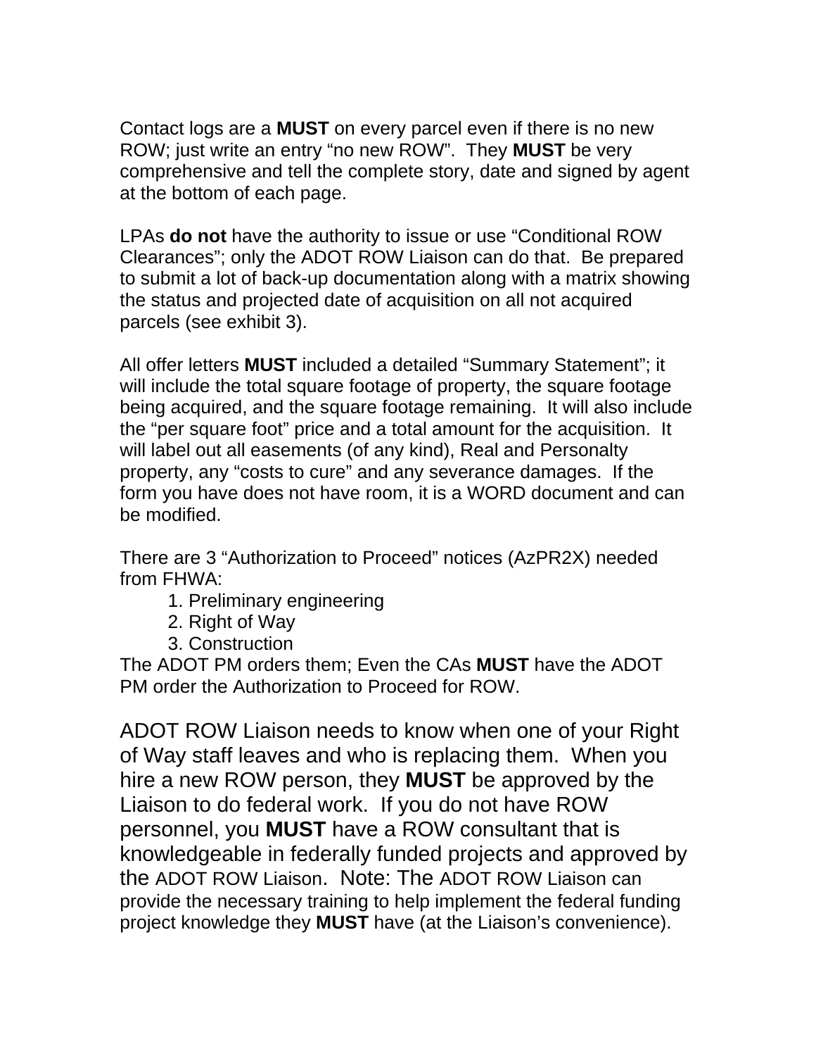Contact logs are a **MUST** on every parcel even if there is no new ROW; just write an entry "no new ROW". They **MUST** be very comprehensive and tell the complete story, date and signed by agent at the bottom of each page.

LPAs **do not** have the authority to issue or use "Conditional ROW Clearances"; only the ADOT ROW Liaison can do that. Be prepared to submit a lot of back-up documentation along with a matrix showing the status and projected date of acquisition on all not acquired parcels (see exhibit 3).

All offer letters **MUST** included a detailed "Summary Statement"; it will include the total square footage of property, the square footage being acquired, and the square footage remaining. It will also include the "per square foot" price and a total amount for the acquisition. It will label out all easements (of any kind), Real and Personalty property, any "costs to cure" and any severance damages. If the form you have does not have room, it is a WORD document and can be modified.

There are 3 "Authorization to Proceed" notices (AzPR2X) needed from FHWA:

1. Preliminary engineering
2. Right of Way
3. Construction

The ADOT PM orders them; Even the CAs **MUST** have the ADOT PM order the Authorization to Proceed for ROW.

ADOT ROW Liaison needs to know when one of your Right of Way staff leaves and who is replacing them. When you hire a new ROW person, they **MUST** be approved by the Liaison to do federal work. If you do not have ROW personnel, you **MUST** have a ROW consultant that is knowledgeable in federally funded projects and approved by the ADOT ROW Liaison. Note: The ADOT ROW Liaison can provide the necessary training to help implement the federal funding project knowledge they **MUST** have (at the Liaison's convenience).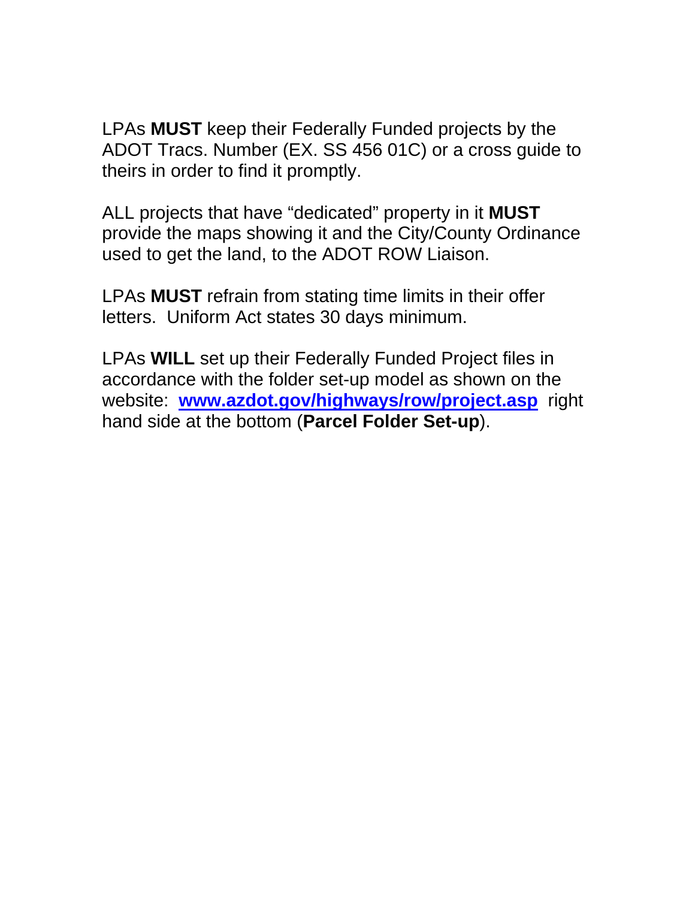LPAs **MUST** keep their Federally Funded projects by the ADOT Tracs. Number (EX. SS 456 01C) or a cross guide to theirs in order to find it promptly.

ALL projects that have "dedicated" property in it **MUST** provide the maps showing it and the City/County Ordinance used to get the land, to the ADOT ROW Liaison.

LPAs **MUST** refrain from stating time limits in their offer letters. Uniform Act states 30 days minimum.

LPAs **WILL** set up their Federally Funded Project files in accordance with the folder set-up model as shown on the website: **[www.azdot.gov/highways/row/project.asp](www.azdot.gov/highways/row/project.asp)** right hand side at the bottom (**Parcel Folder Set-up**).